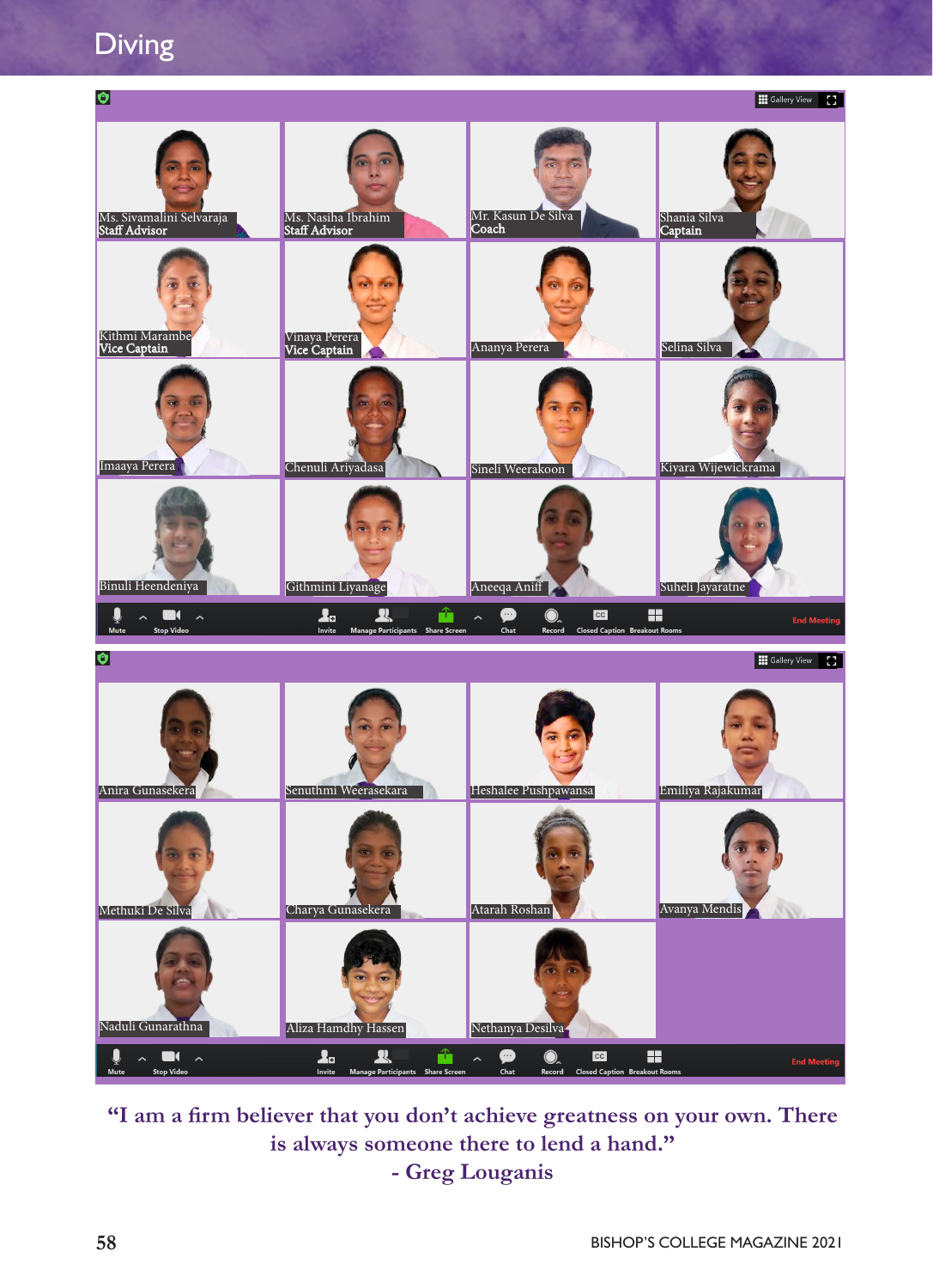# Diving

Ms. Sivamalini Selvaraja
Staff Advisor

Ms. Nasiha Ibrahim
Staff Advisor

Mr. Kasun De Silva
Coach

Shania Silva
Captain

Kithmi Marambe
Vice Captain

Vinaya Perera
Vice Captain

Ananya Perera

Selina Silva

Imaaya Perera

Chenuli Ariyadasa

Sineli Weerakoon

Kiyara Wijewickrama

Binuli Heendeniya

Githmini Liyanage

Aneeqa Aniff

Suheli Jayaratne

Anira Gunasekera

Senuthmi Weerasekara

Heshalee Pushpawansa

Emiliya Rajakumar

Methuki De Silva

Charya Gunasekera

Atarah Roshan

Avanya Mendis

Naduli Gunarathna

Aliza Hamdhy Hassen

Nethanya Desilva

**"I am a firm believer that you don't achieve greatness on your own. There is always someone there to lend a hand."**
**- Greg Louganis**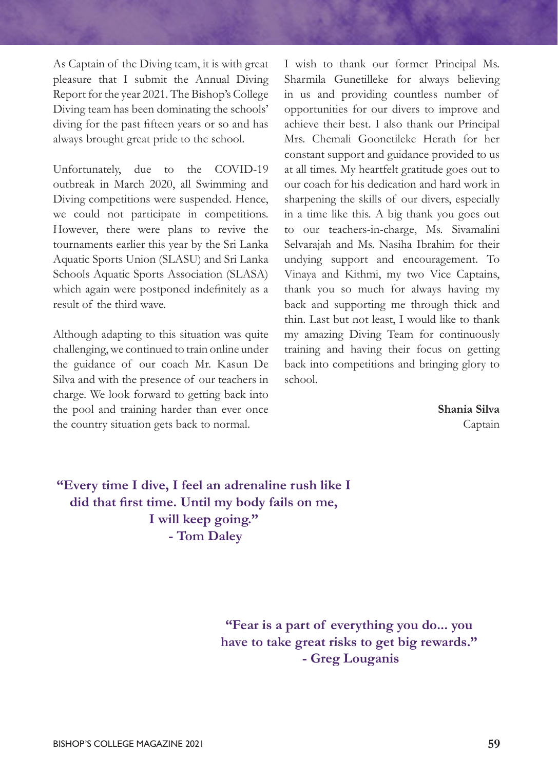As Captain of the Diving team, it is with great pleasure that I submit the Annual Diving Report for the year 2021. The Bishop's College Diving team has been dominating the schools' diving for the past fifteen years or so and has always brought great pride to the school.

Unfortunately, due to the COVID-19 outbreak in March 2020, all Swimming and Diving competitions were suspended. Hence, we could not participate in competitions. However, there were plans to revive the tournaments earlier this year by the Sri Lanka Aquatic Sports Union (SLASU) and Sri Lanka Schools Aquatic Sports Association (SLASA) which again were postponed indefinitely as a result of the third wave.

Although adapting to this situation was quite challenging, we continued to train online under the guidance of our coach Mr. Kasun De Silva and with the presence of our teachers in charge. We look forward to getting back into the pool and training harder than ever once the country situation gets back to normal.

I wish to thank our former Principal Ms. Sharmila Gunetilleke for always believing in us and providing countless number of opportunities for our divers to improve and achieve their best. I also thank our Principal Mrs. Chemali Goonetileke Herath for her constant support and guidance provided to us at all times. My heartfelt gratitude goes out to our coach for his dedication and hard work in sharpening the skills of our divers, especially in a time like this. A big thank you goes out to our teachers-in-charge, Ms. Sivamalini Selvarajah and Ms. Nasiha Ibrahim for their undying support and encouragement. To Vinaya and Kithmi, my two Vice Captains, thank you so much for always having my back and supporting me through thick and thin. Last but not least, I would like to thank my amazing Diving Team for continuously training and having their focus on getting back into competitions and bringing glory to school.

**Shania Silva**
Captain

**"Every time I dive, I feel an adrenaline rush like I did that first time. Until my body fails on me, I will keep going."**
**- Tom Daley**

**"Fear is a part of everything you do... you have to take great risks to get big rewards."**
**- Greg Louganis**